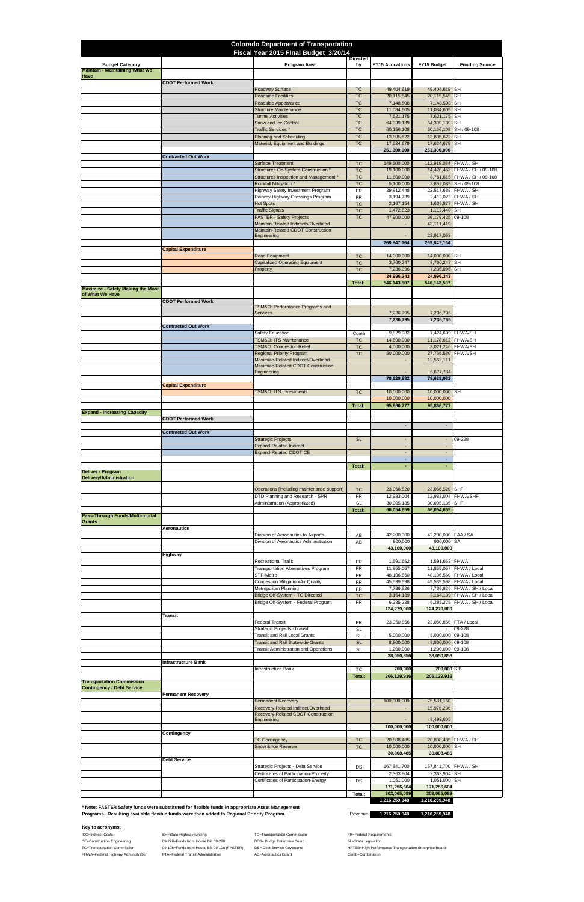# Colorado Department of Transportation

## Fiscal Year 2015 FInal Budget 3/20/14

| Budget Category | | Program Area | Directed by | FY15 Allocations | FY15 Budget | Funding Source |
|---|---|---|---|---|---|---|
| **Maintain - Maintaining What We Have** | | | | | | |
| | **CDOT Performed Work** | | | | | |
| | | Roadway Surface | TC | 49,404,619 | 49,404,619 | SH |
| | | Roadside Facilities | TC | 20,115,545 | 20,115,545 | SH |
| | | Roadside Appearance | TC | 7,148,508 | 7,148,508 | SH |
| | | Structure Maintenance | TC | 11,084,605 | 11,084,605 | SH |
| | | Tunnel Activities | TC | 7,621,175 | 7,621,175 | SH |
| | | Snow and Ice Control | TC | 64,339,139 | 64,339,139 | SH |
| | | Traffic Services * | TC | 60,156,108 | 60,156,108 | SH / 09-108 |
| | | Planning and Scheduling | TC | 13,805,622 | 13,805,622 | SH |
| | | Material, Equipment and Buildings | TC | 17,624,679 | 17,624,679 | SH |
| | | | | **251,300,000** | **251,300,000** | |
| | **Contracted Out Work** | | | | | |
| | | Surface Treatment | TC | 149,500,000 | 112,919,084 | FHWA / SH |
| | | Structures On-System Construction * | TC | 19,100,000 | 14,426,452 | FHWA / SH / 09-108 |
| | | Structures Inspection and Management * | TC | 11,600,000 | 8,761,615 | FHWA / SH / 09-108 |
| | | Rockfall Mitigation * | TC | 5,100,000 | 3,852,089 | SH / 09-108 |
| | | Highway Safety Investment Program | FR | 29,812,448 | 22,517,688 | FHWA / SH |
| | | Railway-Highway Crossings Program | FR | 3,194,739 | 2,413,023 | FHWA / SH |
| | | Hot Spots | TC | 2,167,154 | 1,636,877 | FHWA / SH |
| | | Traffic Signals | TC | 1,472,823 | 1,112,440 | SH |
| | | FASTER - Safety Projects | TC | 47,900,000 | 36,179,425 | 09-108 |
| | | Maintain-Related Indirects/Overhead | | - | 43,111,419 | |
| | | Maintain-Related CDOT Construction Engineering | | - | 22,917,053 | |
| | | | | **269,847,164** | **269,847,164** | |
| | **Capital Expenditure** | | | | | |
| | | Road Equipment | TC | 14,000,000 | 14,000,000 | SH |
| | | Capitalized Operating Equipment | TC | 3,760,247 | 3,760,247 | SH |
| | | Property | TC | 7,236,096 | 7,236,096 | SH |
| | | | | **24,996,343** | **24,996,343** | |
| | | | **Total:** | **546,143,507** | **546,143,507** | |
| **Maximize - Safely Making the Most of What We Have** | | | | | | |
| | **CDOT Performed Work** | | | | | |
| | | TSM&O: Performance Programs and Services | | 7,236,795 | 7,236,795 | |
| | | | | **7,236,795** | **7,236,795** | |
| | **Contracted Out Work** | | | | | |
| | | Safety Education | Comb | 9,829,982 | 7,424,699 | FHWA/SH |
| | | TSM&O: ITS Maintenance | TC | 14,800,000 | 11,178,612 | FHWA/SH |
| | | TSM&O: Congestion Relief | TC | 4,000,000 | 3,021,246 | FHWA/SH |
| | | Regional Priority Program | TC | 50,000,000 | 37,765,580 | FHWA/SH |
| | | Maximize-Related Indirect/Overhead | | - | 12,562,111 | |
| | | Maximize-Related CDOT Construction Engineering | | - | 6,677,734 | |
| | | | | **78,629,982** | **78,629,982** | |
| | **Capital Expenditure** | | | | | |
| | | TSM&O: ITS Investments | TC | 10,000,000 | 10,000,000 | SH |
| | | | | 10,000,000 | 10,000,000 | |
| | | | **Total:** | **95,866,777** | **95,866,777** | |
| **Expand - Increasing Capacity** | | | | | | |
| | **CDOT Performed Work** | | | | | |
| | | | | - | - | |
| | **Contracted Out Work** | | | | | |
| | | Strategic Projects | SL | - | - | 09-228 |
| | | Expand-Related Indirect | | - | - | |
| | | Expand-Related CDOT CE | | - | - | |
| | | | | - | - | |
| | | | **Total:** | - | - | |
| **Deliver - Program Delivery/Administration** | | | | | | |
| | | Operations [including maintenance support] | TC | 23,066,520 | 23,066,520 | SHF |
| | | DTD Planning and Research - SPR | FR | 12,983,004 | 12,983,004 | FHWA/SHF |
| | | Administration (Appropriated) | SL | 30,005,135 | 30,005,135 | SHF |
| | | | **Total:** | **66,054,659** | **66,054,659** | |
| **Pass-Through Funds/Multi-modal Grants** | | | | | | |
| | **Aeronautics** | | | | | |
| | | Division of Aeronautics to Airports | AB | 42,200,000 | 42,200,000 | FAA / SA |
| | | Division of Aeronautics Administration | AB | 900,000 | 900,000 | SA |
| | | | | **43,100,000** | **43,100,000** | |
| | **Highway** | | | | | |
| | | Recreational Trails | FR | 1,591,652 | 1,591,652 | FHWA |
| | | Transportation Alternatives Program | FR | 11,855,057 | 11,855,057 | FHWA / Local |
| | | STP-Metro | FR | 48,106,560 | 48,106,560 | FHWA / Local |
| | | Congestion Mitigation/Air Quality | FR | 45,539,598 | 45,539,598 | FHWA / Local |
| | | Metropolitan Planning | FR | 7,736,826 | 7,736,826 | FHWA / SH / Local |
| | | Bridge Off-System - TC Directed | TC | 3,164,139 | 3,164,139 | FHWA / SH / Local |
| | | Bridge Off-System - Federal Program | FR | 6,285,228 | 6,285,228 | FHWA / SH / Local |
| | | | | **124,279,060** | **124,279,060** | |
| | **Transit** | | | | | |
| | | Federal Transit | FR | 23,050,856 | 23,050,856 | FTA / Local |
| | | Strategic Projects -Transit | SL | - | - | 09-228 |
| | | Transit and Rail Local Grants | SL | 5,000,000 | 5,000,000 | 09-108 |
| | | Transit and Rail Statewide Grants | SL | 8,800,000 | 8,800,000 | 09-108 |
| | | Transit Administration and Operations | SL | 1,200,000 | 1,200,000 | 09-108 |
| | | | | **38,050,856** | **38,050,856** | |
| | **Infrastructure Bank** | | | | | |
| | | Infrastructure Bank | TC | **700,000** | **700,000** | SIB |
| | | | **Total:** | **206,129,916** | **206,129,916** | |
| **Transportation Commission Contingency / Debt Service** | | | | | | |
| | **Permanent Recovery** | | | | | |
| | | Permanent Recovery | | 100,000,000 | 75,531,160 | |
| | | Recovery-Related Indirect/Overhead | | - | 15,976,236 | |
| | | Recovery-Related CDOT Construction Engineering | | - | 8,492,605 | |
| | | | | **100,000,000** | **100,000,000** | |
| | **Contingency** | | | | | |
| | | TC Contingency | TC | 20,808,485 | 20,808,485 | FHWA / SH |
| | | Snow & Ice Reserve | TC | 10,000,000 | 10,000,000 | SH |
| | | | | **30,808,485** | **30,808,485** | |
| | **Debt Service** | | | | | |
| | | Strategic Projects - Debt Service | DS | 167,841,700 | 167,841,700 | FHWA / SH |
| | | Certificates of Participation-Property | | 2,363,904 | 2,363,904 | SH |
| | | Certificates of Participation-Energy | DS | 1,051,000 | 1,051,000 | SH |
| | | | | **171,256,604** | **171,256,604** | |
| | | | **Total:** | **302,065,089** | **302,065,089** | |
| | | | | **1,216,259,948** | **1,216,259,948** | |
| | | | Revenue | **1,216,259,948** | **1,216,259,948** | |

**\* Note: FASTER Safety funds were substituted for flexible funds in appropriate Asset Management Programs. Resulting available flexible funds were then added to Regional Priority Program.**

**Key to acronyms:**

| | | | |
|---|---|---|---|
| IDC=Indirect Costs | SH=State Highway funding | TC=Transportation Commission | FR=Federal Requirements |
| CE=Construction Engineering | 09-228=Funds from House Bill 09-228 | BEB= Bridge Enterprise Board | SL=State Legislation |
| TC=Transportation Commission | 09-108=Funds from House Bill 09-108 (FASTER) | DS= Debt Service Covenants | HPTEB=High Performance Transportation Enterprise Board |
| FHWA=Federal Highway Administration | FTA=Federal Transit Administration | AB=Aeronautics Board | Comb=Combination |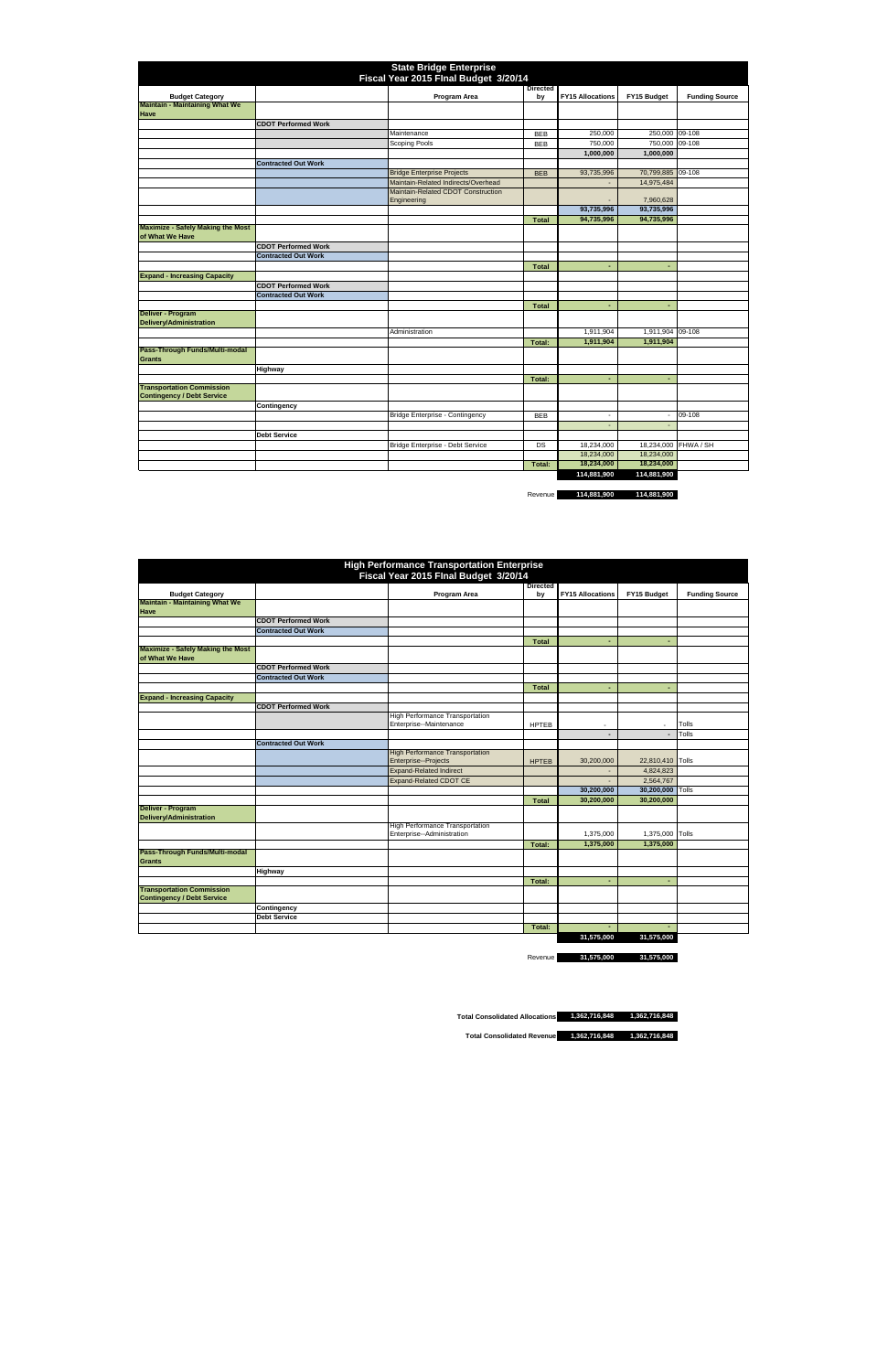## State Bridge Enterprise
### Fiscal Year 2015 Final Budget 3/20/14

| Budget Category | | Program Area | Directed by | FY15 Allocations | FY15 Budget | Funding Source |
|---|---|---|---|---|---|---|
| **Maintain - Maintaining What We Have** | | | | | | |
| | **CDOT Performed Work** | | | | | |
| | | Maintenance | BEB | 250,000 | 250,000 | 09-108 |
| | | Scoping Pools | BEB | 750,000 | 750,000 | 09-108 |
| | | | | 1,000,000 | 1,000,000 | |
| | **Contracted Out Work** | | | | | |
| | | Bridge Enterprise Projects | BEB | 93,735,996 | 70,799,885 | 09-108 |
| | | Maintain-Related Indirects/Overhead | | - | 14,975,484 | |
| | | Maintain-Related CDOT Construction Engineering | | - | 7,960,628 | |
| | | | | 93,735,996 | 93,735,996 | |
| | | | **Total** | 94,735,996 | 94,735,996 | |
| **Maximize - Safely Making the Most of What We Have** | | | | | | |
| | **CDOT Performed Work** | | | | | |
| | **Contracted Out Work** | | | | | |
| | | | **Total** | - | - | |
| **Expand - Increasing Capacity** | | | | | | |
| | **CDOT Performed Work** | | | | | |
| | **Contracted Out Work** | | | | | |
| | | | **Total** | - | - | |
| **Deliver - Program Delivery/Administration** | | | | | | |
| | | Administration | | 1,911,904 | 1,911,904 | 09-108 |
| | | | **Total:** | 1,911,904 | 1,911,904 | |
| **Pass-Through Funds/Multi-modal Grants** | | | | | | |
| | **Highway** | | | | | |
| | | | **Total:** | - | - | |
| **Transportation Commission Contingency / Debt Service** | | | | | | |
| | **Contingency** | | | | | |
| | | Bridge Enterprise - Contingency | BEB | - | - | 09-108 |
| | | | | - | - | |
| | **Debt Service** | | | | | |
| | | Bridge Enterprise - Debt Service | DS | 18,234,000 | 18,234,000 | FHWA / SH |
| | | | | 18,234,000 | 18,234,000 | |
| | | | **Total:** | 18,234,000 | 18,234,000 | |
| | | | | **114,881,900** | **114,881,900** | |
| | | | Revenue | **114,881,900** | **114,881,900** | |

## High Performance Transportation Enterprise
### Fiscal Year 2015 Final Budget 3/20/14

| Budget Category | | Program Area | Directed by | FY15 Allocations | FY15 Budget | Funding Source |
|---|---|---|---|---|---|---|
| **Maintain - Maintaining What We Have** | | | | | | |
| | **CDOT Performed Work** | | | | | |
| | **Contracted Out Work** | | | | | |
| | | | **Total** | - | - | |
| **Maximize - Safely Making the Most of What We Have** | | | | | | |
| | **CDOT Performed Work** | | | | | |
| | **Contracted Out Work** | | | | | |
| | | | **Total** | - | - | |
| **Expand - Increasing Capacity** | | | | | | |
| | **CDOT Performed Work** | | | | | |
| | | High Performance Transportation Enterprise--Maintenance | HPTEB | - | - | Tolls |
| | | | | - | - | Tolls |
| | **Contracted Out Work** | | | | | |
| | | High Performance Transportation Enterprise--Projects | HPTEB | 30,200,000 | 22,810,410 | Tolls |
| | | Expand-Related Indirect | | - | 4,824,823 | |
| | | Expand-Related CDOT CE | | - | 2,564,767 | |
| | | | | 30,200,000 | 30,200,000 | Tolls |
| | | | **Total** | 30,200,000 | 30,200,000 | |
| **Deliver - Program Delivery/Administration** | | | | | | |
| | | High Performance Transportation Enterprise--Administration | | 1,375,000 | 1,375,000 | Tolls |
| | | | **Total:** | 1,375,000 | 1,375,000 | |
| **Pass-Through Funds/Multi-modal Grants** | | | | | | |
| | **Highway** | | | | | |
| | | | **Total:** | - | - | |
| **Transportation Commission Contingency / Debt Service** | | | | | | |
| | **Contingency** | | | | | |
| | **Debt Service** | | | | | |
| | | | **Total:** | - | - | |
| | | | | **31,575,000** | **31,575,000** | |
| | | | Revenue | **31,575,000** | **31,575,000** | |

| | | |
|---|---|---|
| **Total Consolidated Allocations** | **1,362,716,848** | **1,362,716,848** |
| **Total Consolidated Revenue** | **1,362,716,848** | **1,362,716,848** |